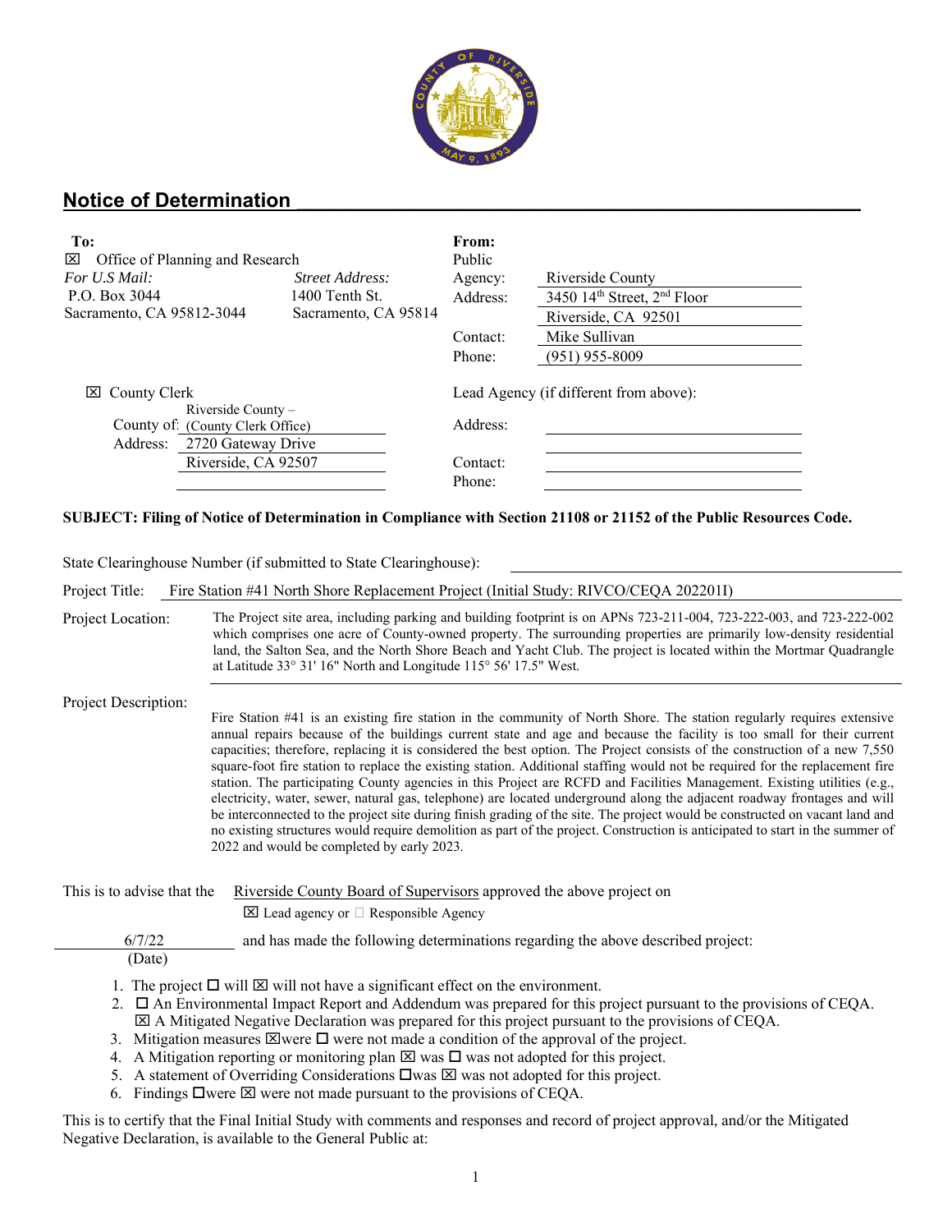## Notice of Determination

**To:**
☒ Office of Planning and Research

*For U.S Mail:*
P.O. Box 3044
Sacramento, CA 95812-3044

*Street Address:*
1400 Tenth St.
Sacramento, CA 95814

☒ County Clerk
County of: Riverside County – (County Clerk Office)
Address: 2720 Gateway Drive
Riverside, CA 92507

**From:**
Public Agency: Riverside County
Address: 3450 14th Street, 2nd Floor
Riverside, CA 92501
Contact: Mike Sullivan
Phone: (951) 955-8009

Lead Agency (if different from above):
Address:
Contact:
Phone:

**SUBJECT: Filing of Notice of Determination in Compliance with Section 21108 or 21152 of the Public Resources Code.**

State Clearinghouse Number (if submitted to State Clearinghouse):

Project Title: Fire Station #41 North Shore Replacement Project (Initial Study: RIVCO/CEQA 202201I)

Project Location: The Project site area, including parking and building footprint is on APNs 723-211-004, 723-222-003, and 723-222-002 which comprises one acre of County-owned property. The surrounding properties are primarily low-density residential land, the Salton Sea, and the North Shore Beach and Yacht Club. The project is located within the Mortmar Quadrangle at Latitude 33° 31' 16" North and Longitude 115° 56' 17.5" West.

Project Description: Fire Station #41 is an existing fire station in the community of North Shore. The station regularly requires extensive annual repairs because of the buildings current state and age and because the facility is too small for their current capacities; therefore, replacing it is considered the best option. The Project consists of the construction of a new 7,550 square-foot fire station to replace the existing station. Additional staffing would not be required for the replacement fire station. The participating County agencies in this Project are RCFD and Facilities Management. Existing utilities (e.g., electricity, water, sewer, natural gas, telephone) are located underground along the adjacent roadway frontages and will be interconnected to the project site during finish grading of the site. The project would be constructed on vacant land and no existing structures would require demolition as part of the project. Construction is anticipated to start in the summer of 2022 and would be completed by early 2023.

This is to advise that the Riverside County Board of Supervisors approved the above project on
☒ Lead agency or ☐ Responsible Agency

6/7/22 (Date) and has made the following determinations regarding the above described project:

1. The project ☐ will ☒ will not have a significant effect on the environment.
2. ☐ An Environmental Impact Report and Addendum was prepared for this project pursuant to the provisions of CEQA.
   ☒ A Mitigated Negative Declaration was prepared for this project pursuant to the provisions of CEQA.
3. Mitigation measures ☒were ☐ were not made a condition of the approval of the project.
4. A Mitigation reporting or monitoring plan ☒ was ☐ was not adopted for this project.
5. A statement of Overriding Considerations ☐was ☒ was not adopted for this project.
6. Findings ☐were ☒ were not made pursuant to the provisions of CEQA.

This is to certify that the Final Initial Study with comments and responses and record of project approval, and/or the Mitigated Negative Declaration, is available to the General Public at: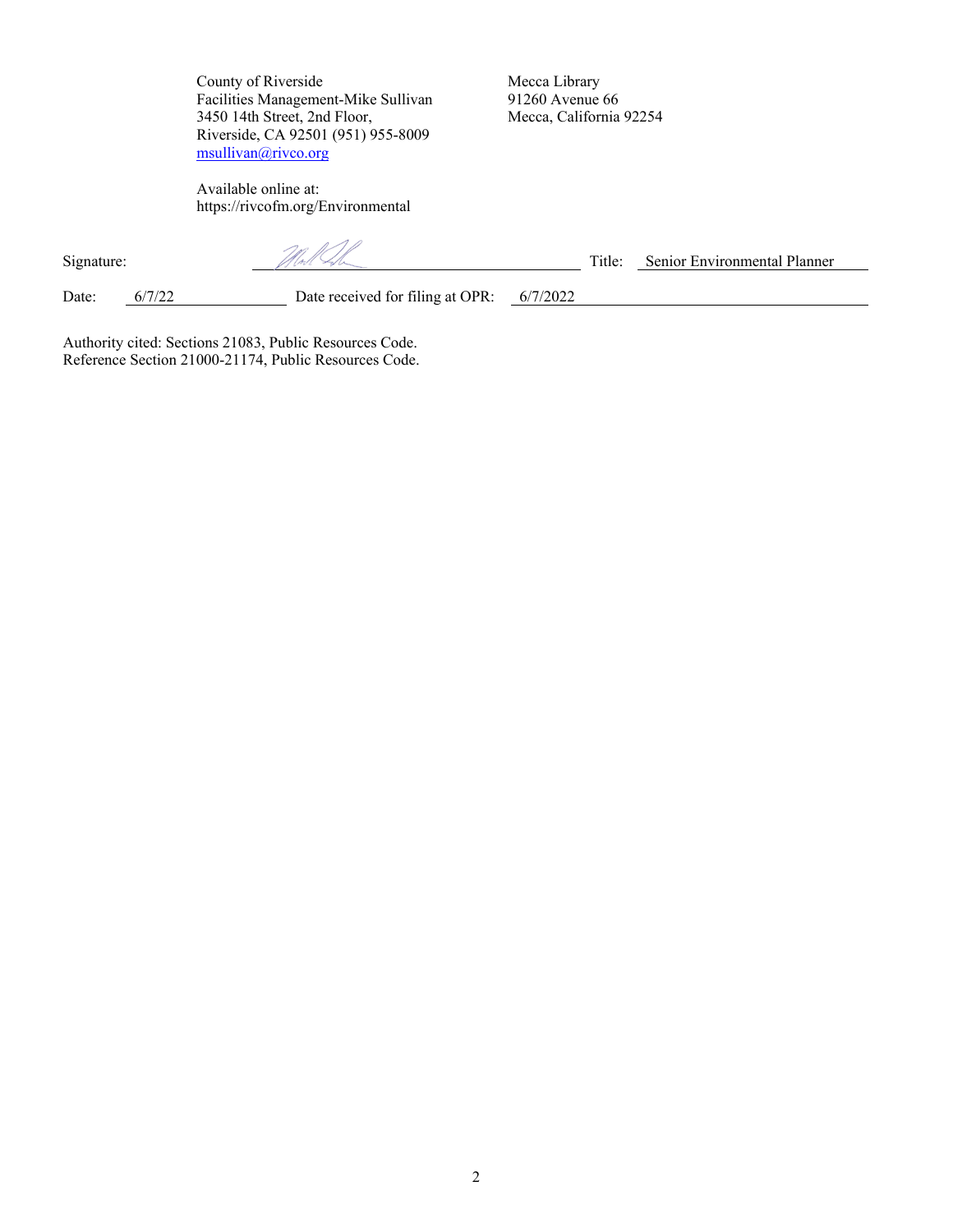County of Riverside
Facilities Management-Mike Sullivan
3450 14th Street, 2nd Floor,
Riverside, CA 92501 (951) 955-8009
msullivan@rivco.org

Mecca Library
91260 Avenue 66
Mecca, California 92254

Available online at:
https://rivcofm.org/Environmental

Signature: ______________________ Title: Senior Environmental Planner

Date: 6/7/22 Date received for filing at OPR: 6/7/2022

Authority cited: Sections 21083, Public Resources Code.
Reference Section 21000-21174, Public Resources Code.